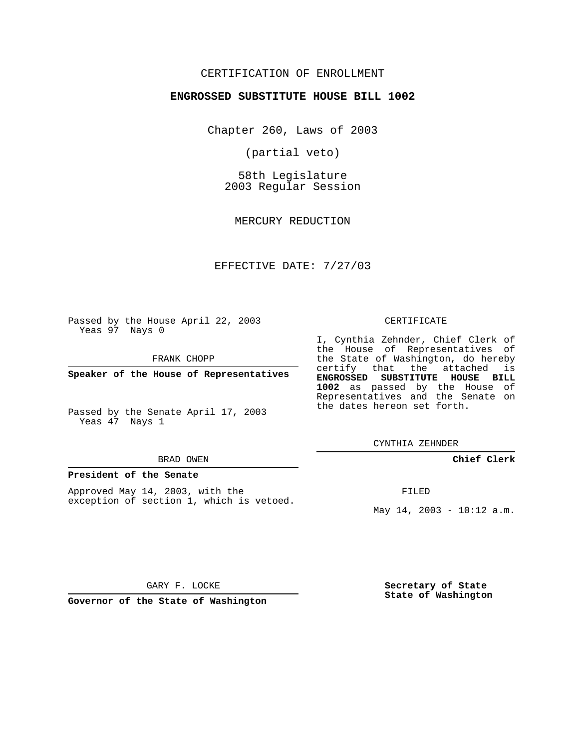CERTIFICATION OF ENROLLMENT

**ENGROSSED SUBSTITUTE HOUSE BILL 1002**

Chapter 260, Laws of 2003

(partial veto)

58th Legislature
2003 Regular Session

MERCURY REDUCTION

EFFECTIVE DATE: 7/27/03

Passed by the House April 22, 2003
Yeas 97 Nays 0

FRANK CHOPP

**Speaker of the House of Representatives**

Passed by the Senate April 17, 2003
Yeas 47 Nays 1

BRAD OWEN

**President of the Senate**

Approved May 14, 2003, with the exception of section 1, which is vetoed.

GARY F. LOCKE

**Governor of the State of Washington**

CERTIFICATE

I, Cynthia Zehnder, Chief Clerk of the House of Representatives of the State of Washington, do hereby certify that the attached is **ENGROSSED SUBSTITUTE HOUSE BILL 1002** as passed by the House of Representatives and the Senate on the dates hereon set forth.

CYNTHIA ZEHNDER

**Chief Clerk**

FILED

May 14, 2003 - 10:12 a.m.

**Secretary of State**
**State of Washington**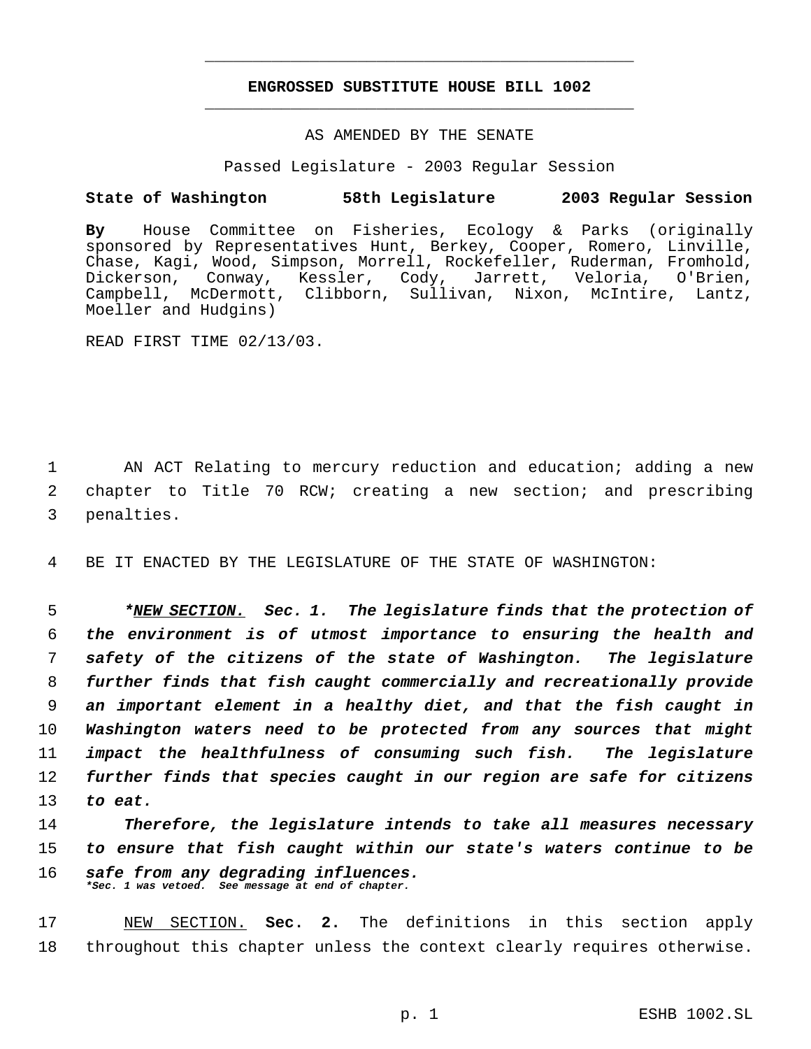**ENGROSSED SUBSTITUTE HOUSE BILL 1002**

AS AMENDED BY THE SENATE

Passed Legislature - 2003 Regular Session

**State of Washington 58th Legislature 2003 Regular Session**

**By** House Committee on Fisheries, Ecology & Parks (originally sponsored by Representatives Hunt, Berkey, Cooper, Romero, Linville, Chase, Kagi, Wood, Simpson, Morrell, Rockefeller, Ruderman, Fromhold, Dickerson, Conway, Kessler, Cody, Jarrett, Veloria, O'Brien, Campbell, McDermott, Clibborn, Sullivan, Nixon, McIntire, Lantz, Moeller and Hudgins)

READ FIRST TIME 02/13/03.

AN ACT Relating to mercury reduction and education; adding a new chapter to Title 70 RCW; creating a new section; and prescribing penalties.

BE IT ENACTED BY THE LEGISLATURE OF THE STATE OF WASHINGTON:

***NEW SECTION. Sec. 1. The legislature finds that the protection of the environment is of utmost importance to ensuring the health and safety of the citizens of the state of Washington. The legislature further finds that fish caught commercially and recreationally provide an important element in a healthy diet, and that the fish caught in Washington waters need to be protected from any sources that might impact the healthfulness of consuming such fish. The legislature further finds that species caught in our region are safe for citizens to eat.***

***Therefore, the legislature intends to take all measures necessary to ensure that fish caught within our state's waters continue to be safe from any degrading influences.***

***\*Sec. 1 was vetoed. See message at end of chapter.***

NEW SECTION. **Sec. 2.** The definitions in this section apply throughout this chapter unless the context clearly requires otherwise.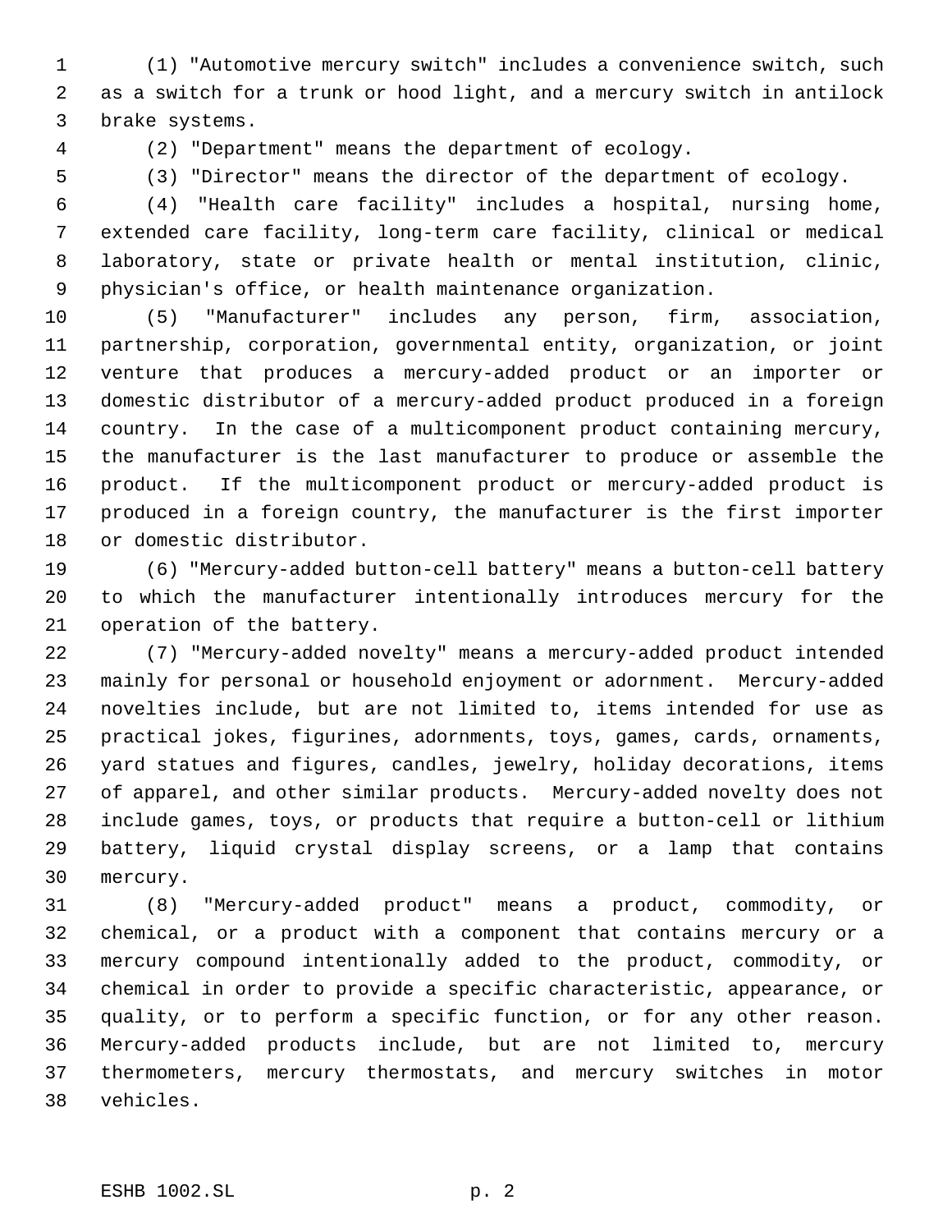(1) "Automotive mercury switch" includes a convenience switch, such as a switch for a trunk or hood light, and a mercury switch in antilock brake systems.

(2) "Department" means the department of ecology.

(3) "Director" means the director of the department of ecology.

(4) "Health care facility" includes a hospital, nursing home, extended care facility, long-term care facility, clinical or medical laboratory, state or private health or mental institution, clinic, physician's office, or health maintenance organization.

(5) "Manufacturer" includes any person, firm, association, partnership, corporation, governmental entity, organization, or joint venture that produces a mercury-added product or an importer or domestic distributor of a mercury-added product produced in a foreign country. In the case of a multicomponent product containing mercury, the manufacturer is the last manufacturer to produce or assemble the product. If the multicomponent product or mercury-added product is produced in a foreign country, the manufacturer is the first importer or domestic distributor.

(6) "Mercury-added button-cell battery" means a button-cell battery to which the manufacturer intentionally introduces mercury for the operation of the battery.

(7) "Mercury-added novelty" means a mercury-added product intended mainly for personal or household enjoyment or adornment. Mercury-added novelties include, but are not limited to, items intended for use as practical jokes, figurines, adornments, toys, games, cards, ornaments, yard statues and figures, candles, jewelry, holiday decorations, items of apparel, and other similar products. Mercury-added novelty does not include games, toys, or products that require a button-cell or lithium battery, liquid crystal display screens, or a lamp that contains mercury.

(8) "Mercury-added product" means a product, commodity, or chemical, or a product with a component that contains mercury or a mercury compound intentionally added to the product, commodity, or chemical in order to provide a specific characteristic, appearance, or quality, or to perform a specific function, or for any other reason. Mercury-added products include, but are not limited to, mercury thermometers, mercury thermostats, and mercury switches in motor vehicles.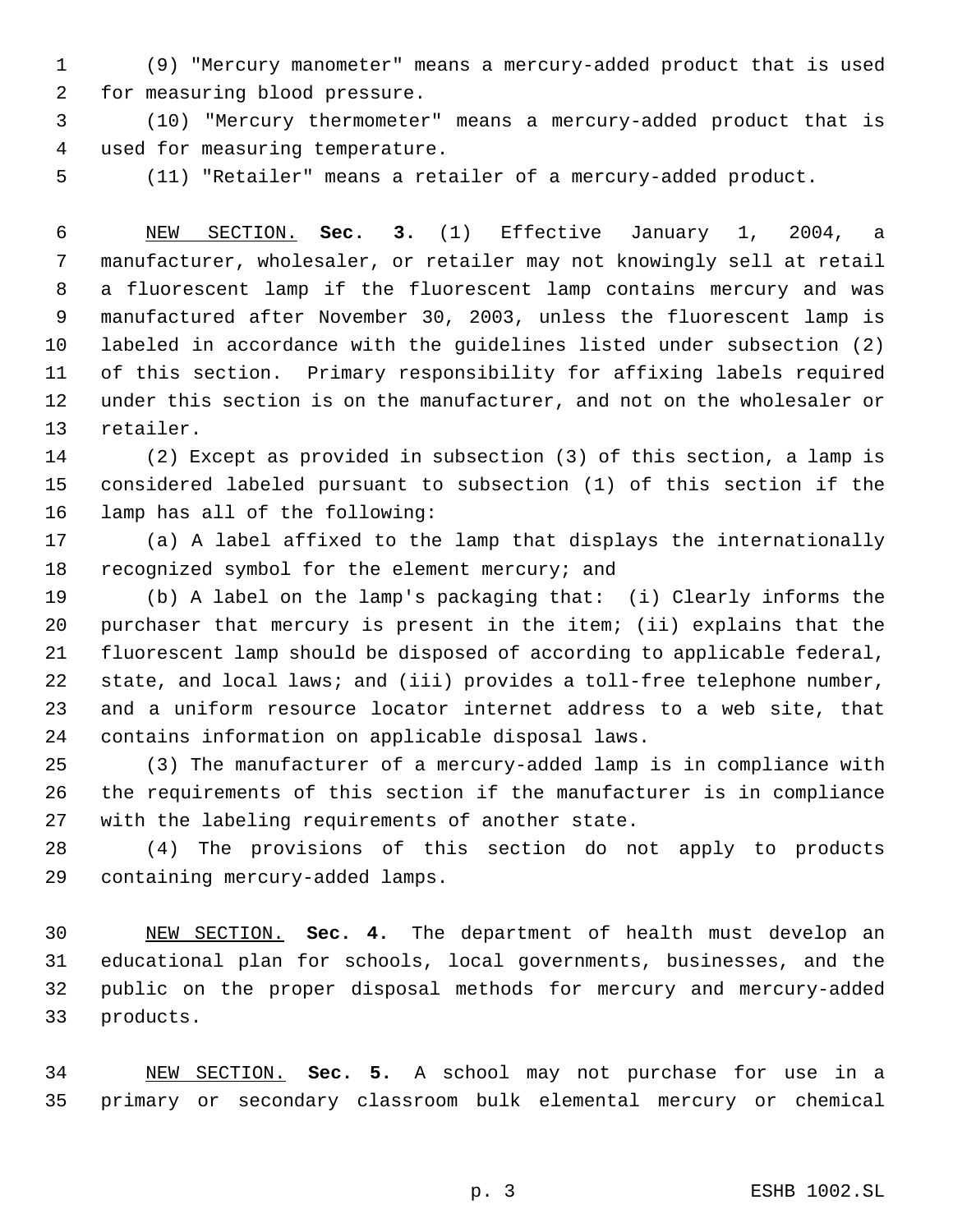(9) "Mercury manometer" means a mercury-added product that is used for measuring blood pressure.

(10) "Mercury thermometer" means a mercury-added product that is used for measuring temperature.

(11) "Retailer" means a retailer of a mercury-added product.

NEW SECTION. **Sec. 3.** (1) Effective January 1, 2004, a manufacturer, wholesaler, or retailer may not knowingly sell at retail a fluorescent lamp if the fluorescent lamp contains mercury and was manufactured after November 30, 2003, unless the fluorescent lamp is labeled in accordance with the guidelines listed under subsection (2) of this section. Primary responsibility for affixing labels required under this section is on the manufacturer, and not on the wholesaler or retailer.

(2) Except as provided in subsection (3) of this section, a lamp is considered labeled pursuant to subsection (1) of this section if the lamp has all of the following:

(a) A label affixed to the lamp that displays the internationally recognized symbol for the element mercury; and

(b) A label on the lamp's packaging that: (i) Clearly informs the purchaser that mercury is present in the item; (ii) explains that the fluorescent lamp should be disposed of according to applicable federal, state, and local laws; and (iii) provides a toll-free telephone number, and a uniform resource locator internet address to a web site, that contains information on applicable disposal laws.

(3) The manufacturer of a mercury-added lamp is in compliance with the requirements of this section if the manufacturer is in compliance with the labeling requirements of another state.

(4) The provisions of this section do not apply to products containing mercury-added lamps.

NEW SECTION. **Sec. 4.** The department of health must develop an educational plan for schools, local governments, businesses, and the public on the proper disposal methods for mercury and mercury-added products.

NEW SECTION. **Sec. 5.** A school may not purchase for use in a primary or secondary classroom bulk elemental mercury or chemical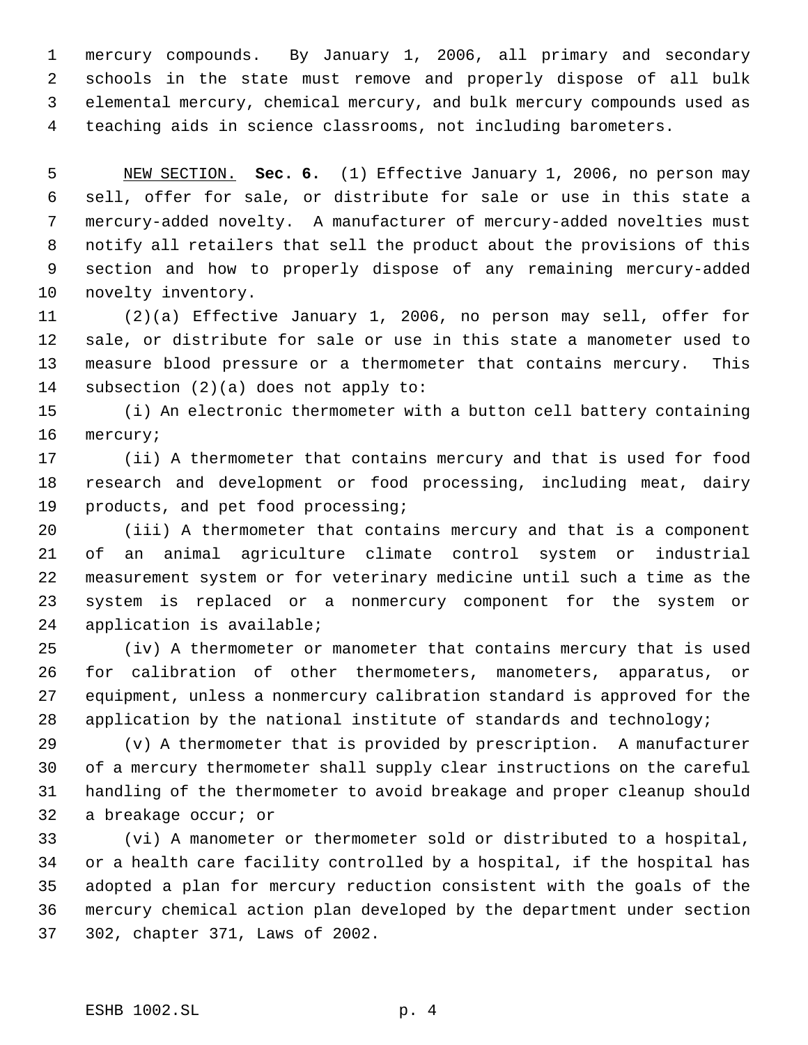mercury compounds. By January 1, 2006, all primary and secondary schools in the state must remove and properly dispose of all bulk elemental mercury, chemical mercury, and bulk mercury compounds used as teaching aids in science classrooms, not including barometers.

NEW SECTION. **Sec. 6.** (1) Effective January 1, 2006, no person may sell, offer for sale, or distribute for sale or use in this state a mercury-added novelty. A manufacturer of mercury-added novelties must notify all retailers that sell the product about the provisions of this section and how to properly dispose of any remaining mercury-added novelty inventory.

(2)(a) Effective January 1, 2006, no person may sell, offer for sale, or distribute for sale or use in this state a manometer used to measure blood pressure or a thermometer that contains mercury. This subsection (2)(a) does not apply to:

(i) An electronic thermometer with a button cell battery containing mercury;

(ii) A thermometer that contains mercury and that is used for food research and development or food processing, including meat, dairy products, and pet food processing;

(iii) A thermometer that contains mercury and that is a component of an animal agriculture climate control system or industrial measurement system or for veterinary medicine until such a time as the system is replaced or a nonmercury component for the system or application is available;

(iv) A thermometer or manometer that contains mercury that is used for calibration of other thermometers, manometers, apparatus, or equipment, unless a nonmercury calibration standard is approved for the application by the national institute of standards and technology;

(v) A thermometer that is provided by prescription. A manufacturer of a mercury thermometer shall supply clear instructions on the careful handling of the thermometer to avoid breakage and proper cleanup should a breakage occur; or

(vi) A manometer or thermometer sold or distributed to a hospital, or a health care facility controlled by a hospital, if the hospital has adopted a plan for mercury reduction consistent with the goals of the mercury chemical action plan developed by the department under section 302, chapter 371, Laws of 2002.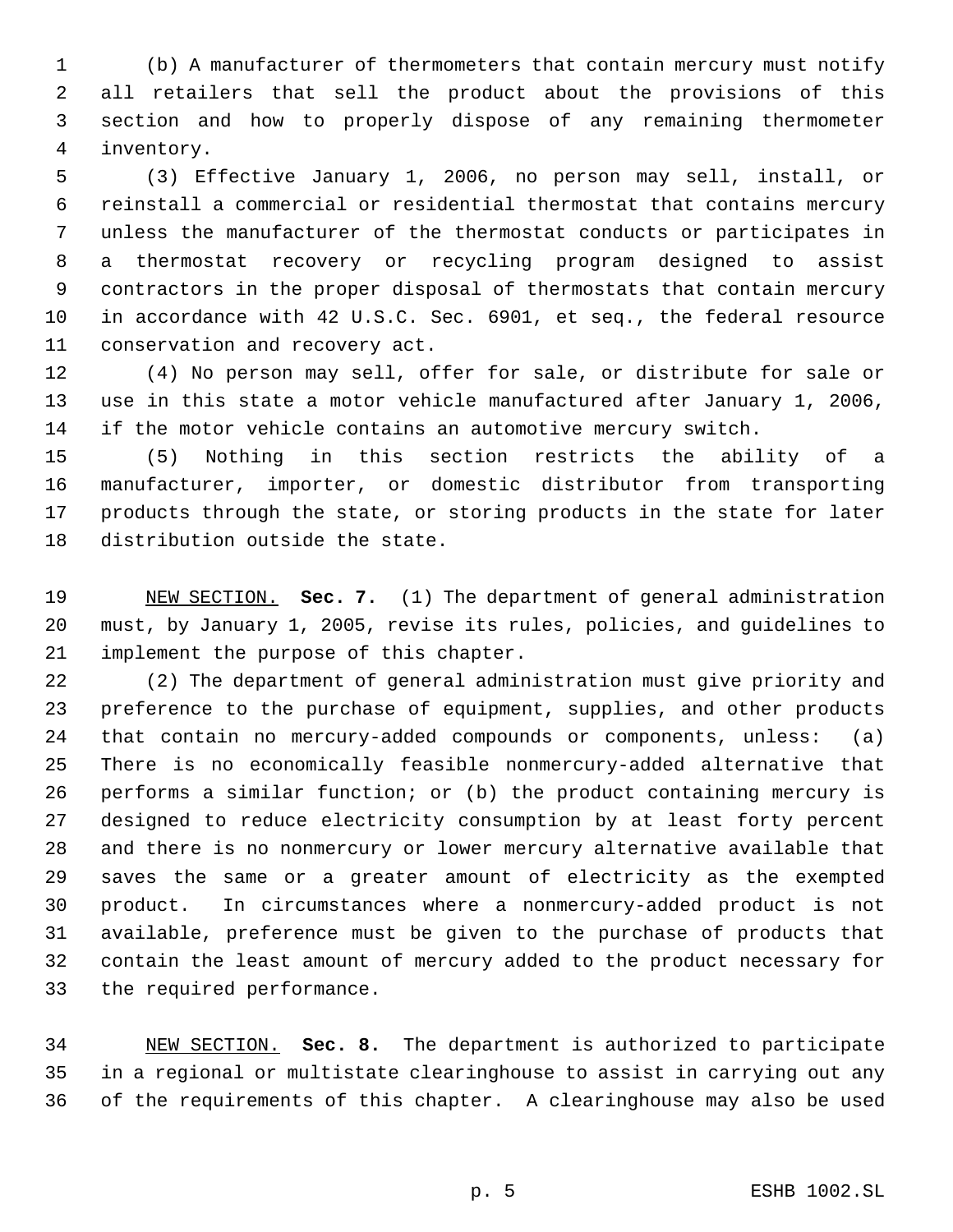(b) A manufacturer of thermometers that contain mercury must notify all retailers that sell the product about the provisions of this section and how to properly dispose of any remaining thermometer inventory.

(3) Effective January 1, 2006, no person may sell, install, or reinstall a commercial or residential thermostat that contains mercury unless the manufacturer of the thermostat conducts or participates in a thermostat recovery or recycling program designed to assist contractors in the proper disposal of thermostats that contain mercury in accordance with 42 U.S.C. Sec. 6901, et seq., the federal resource conservation and recovery act.

(4) No person may sell, offer for sale, or distribute for sale or use in this state a motor vehicle manufactured after January 1, 2006, if the motor vehicle contains an automotive mercury switch.

(5) Nothing in this section restricts the ability of a manufacturer, importer, or domestic distributor from transporting products through the state, or storing products in the state for later distribution outside the state.

NEW SECTION. **Sec. 7.** (1) The department of general administration must, by January 1, 2005, revise its rules, policies, and guidelines to implement the purpose of this chapter.

(2) The department of general administration must give priority and preference to the purchase of equipment, supplies, and other products that contain no mercury-added compounds or components, unless: (a) There is no economically feasible nonmercury-added alternative that performs a similar function; or (b) the product containing mercury is designed to reduce electricity consumption by at least forty percent and there is no nonmercury or lower mercury alternative available that saves the same or a greater amount of electricity as the exempted product. In circumstances where a nonmercury-added product is not available, preference must be given to the purchase of products that contain the least amount of mercury added to the product necessary for the required performance.

NEW SECTION. **Sec. 8.** The department is authorized to participate in a regional or multistate clearinghouse to assist in carrying out any of the requirements of this chapter. A clearinghouse may also be used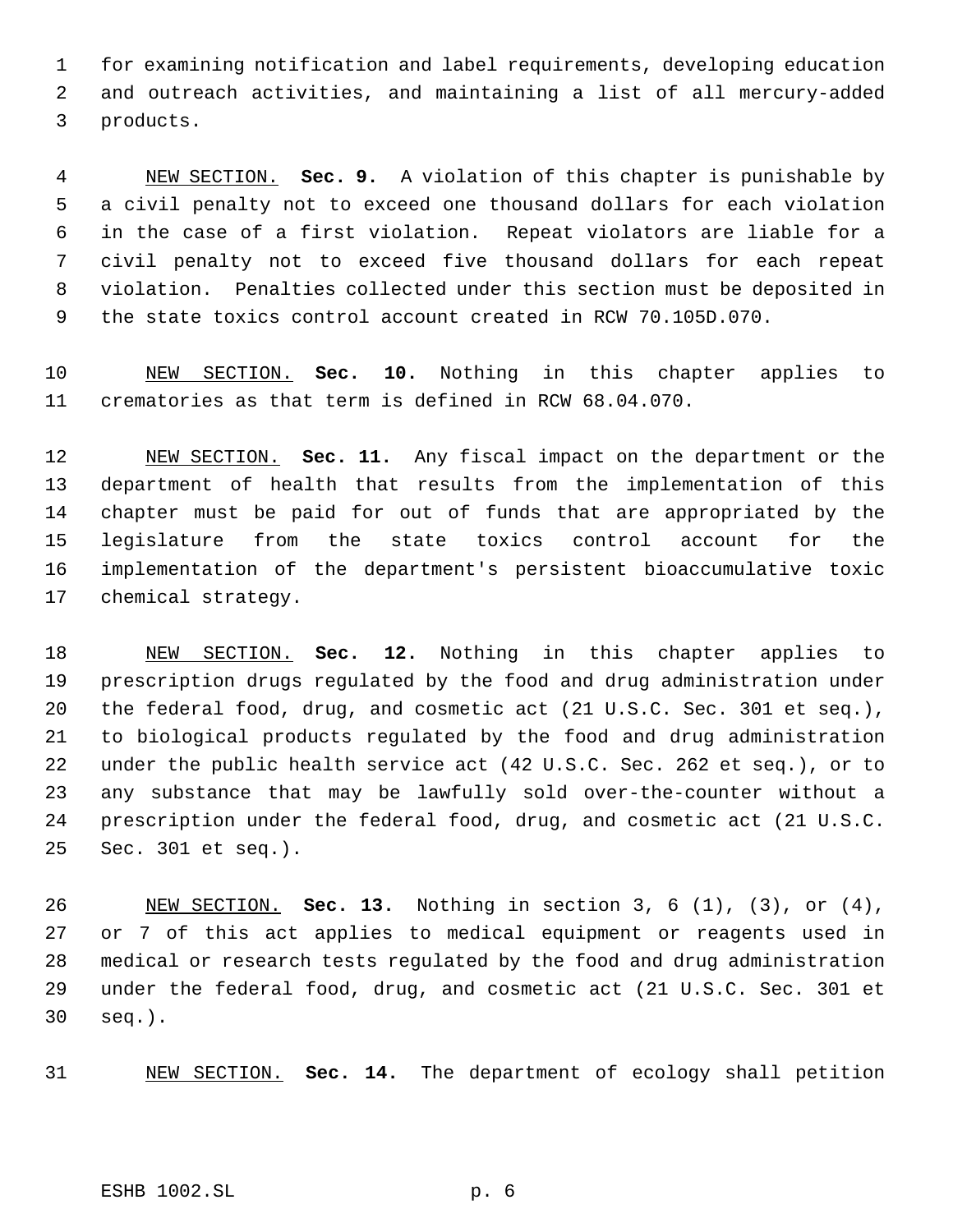for examining notification and label requirements, developing education and outreach activities, and maintaining a list of all mercury-added products.

NEW SECTION. **Sec. 9.** A violation of this chapter is punishable by a civil penalty not to exceed one thousand dollars for each violation in the case of a first violation. Repeat violators are liable for a civil penalty not to exceed five thousand dollars for each repeat violation. Penalties collected under this section must be deposited in the state toxics control account created in RCW 70.105D.070.

NEW SECTION. **Sec. 10.** Nothing in this chapter applies to crematories as that term is defined in RCW 68.04.070.

NEW SECTION. **Sec. 11.** Any fiscal impact on the department or the department of health that results from the implementation of this chapter must be paid for out of funds that are appropriated by the legislature from the state toxics control account for the implementation of the department's persistent bioaccumulative toxic chemical strategy.

NEW SECTION. **Sec. 12.** Nothing in this chapter applies to prescription drugs regulated by the food and drug administration under the federal food, drug, and cosmetic act (21 U.S.C. Sec. 301 et seq.), to biological products regulated by the food and drug administration under the public health service act (42 U.S.C. Sec. 262 et seq.), or to any substance that may be lawfully sold over-the-counter without a prescription under the federal food, drug, and cosmetic act (21 U.S.C. Sec. 301 et seq.).

NEW SECTION. **Sec. 13.** Nothing in section 3, 6 (1), (3), or (4), or 7 of this act applies to medical equipment or reagents used in medical or research tests regulated by the food and drug administration under the federal food, drug, and cosmetic act (21 U.S.C. Sec. 301 et seq.).

NEW SECTION. **Sec. 14.** The department of ecology shall petition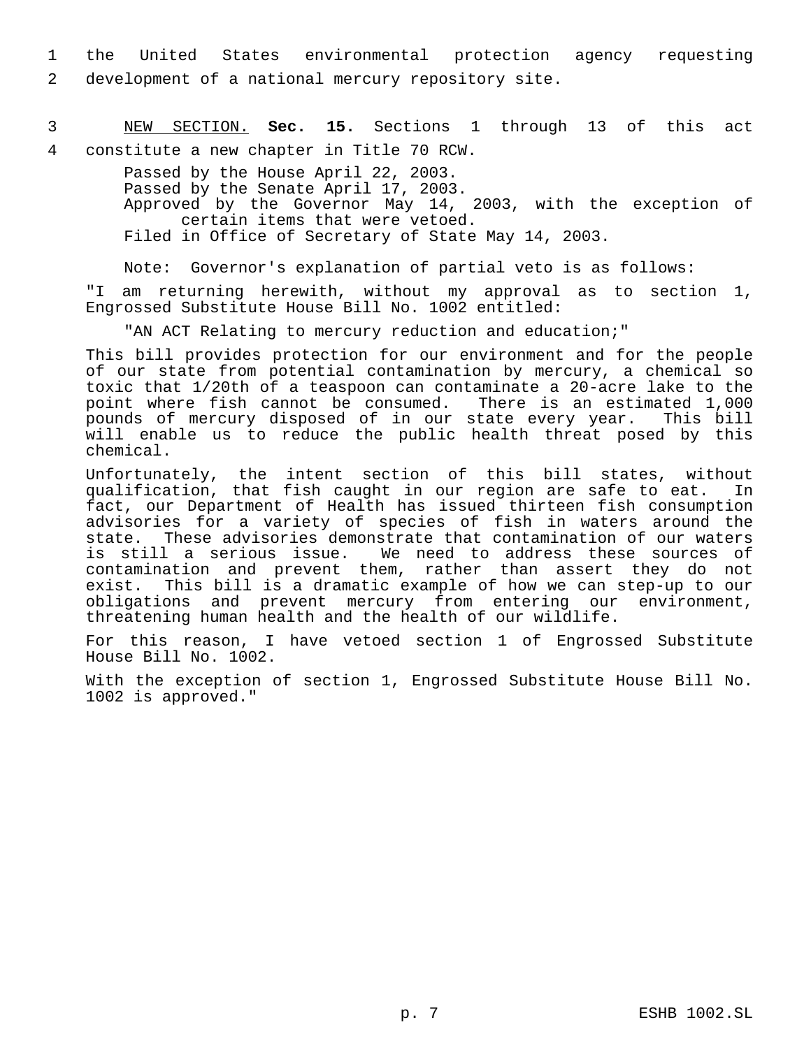the United States environmental protection agency requesting development of a national mercury repository site.

NEW SECTION. **Sec. 15.** Sections 1 through 13 of this act constitute a new chapter in Title 70 RCW.

Passed by the House April 22, 2003.
Passed by the Senate April 17, 2003.
Approved by the Governor May 14, 2003, with the exception of certain items that were vetoed.
Filed in Office of Secretary of State May 14, 2003.

Note: Governor's explanation of partial veto is as follows:

"I am returning herewith, without my approval as to section 1, Engrossed Substitute House Bill No. 1002 entitled:

"AN ACT Relating to mercury reduction and education;"

This bill provides protection for our environment and for the people of our state from potential contamination by mercury, a chemical so toxic that 1/20th of a teaspoon can contaminate a 20-acre lake to the point where fish cannot be consumed. There is an estimated 1,000 pounds of mercury disposed of in our state every year. This bill will enable us to reduce the public health threat posed by this chemical.

Unfortunately, the intent section of this bill states, without qualification, that fish caught in our region are safe to eat. In fact, our Department of Health has issued thirteen fish consumption advisories for a variety of species of fish in waters around the state. These advisories demonstrate that contamination of our waters is still a serious issue. We need to address these sources of contamination and prevent them, rather than assert they do not exist. This bill is a dramatic example of how we can step-up to our obligations and prevent mercury from entering our environment, threatening human health and the health of our wildlife.

For this reason, I have vetoed section 1 of Engrossed Substitute House Bill No. 1002.

With the exception of section 1, Engrossed Substitute House Bill No. 1002 is approved."